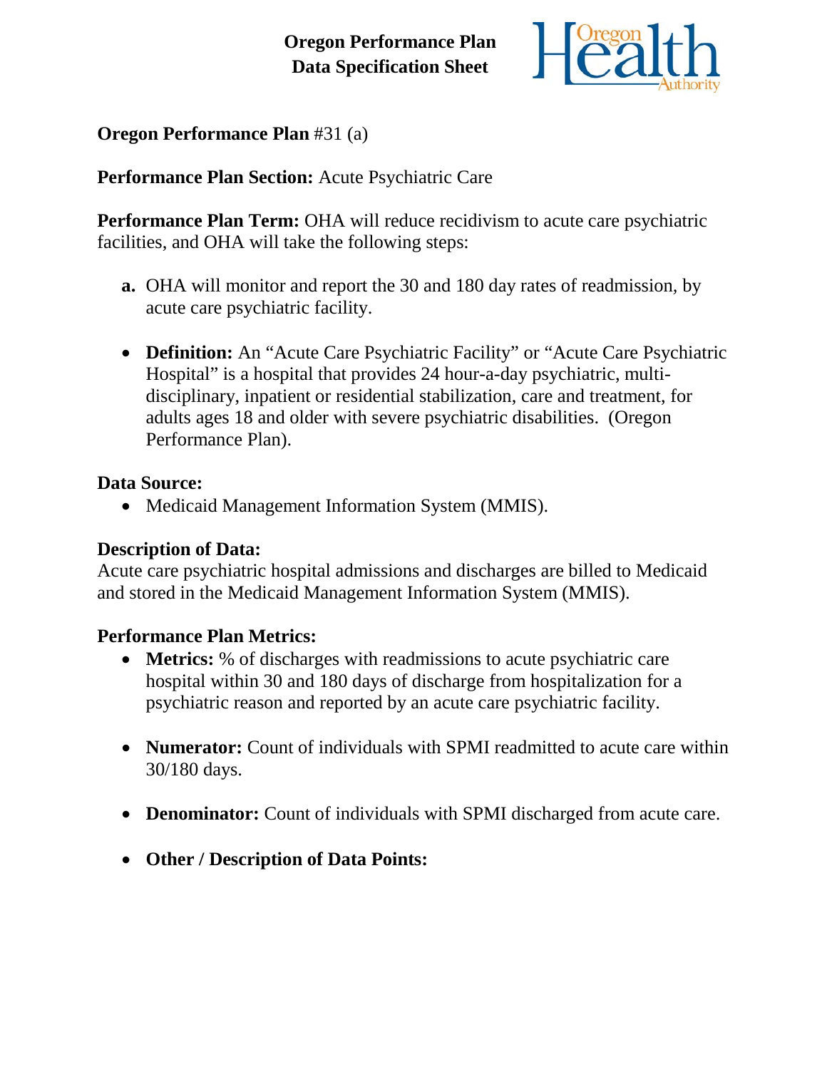# Oregon Performance Plan
# Data Specification Sheet

**Oregon Performance Plan** #31 (a)

**Performance Plan Section:** Acute Psychiatric Care

**Performance Plan Term:** OHA will reduce recidivism to acute care psychiatric facilities, and OHA will take the following steps:

**a.** OHA will monitor and report the 30 and 180 day rates of readmission, by acute care psychiatric facility.

- **Definition:** An "Acute Care Psychiatric Facility" or "Acute Care Psychiatric Hospital" is a hospital that provides 24 hour-a-day psychiatric, multi-disciplinary, inpatient or residential stabilization, care and treatment, for adults ages 18 and older with severe psychiatric disabilities. (Oregon Performance Plan).

**Data Source:**

- Medicaid Management Information System (MMIS).

**Description of Data:**

Acute care psychiatric hospital admissions and discharges are billed to Medicaid and stored in the Medicaid Management Information System (MMIS).

**Performance Plan Metrics:**

- **Metrics:** % of discharges with readmissions to acute psychiatric care hospital within 30 and 180 days of discharge from hospitalization for a psychiatric reason and reported by an acute care psychiatric facility.

- **Numerator:** Count of individuals with SPMI readmitted to acute care within 30/180 days.

- **Denominator:** Count of individuals with SPMI discharged from acute care.

- **Other / Description of Data Points:**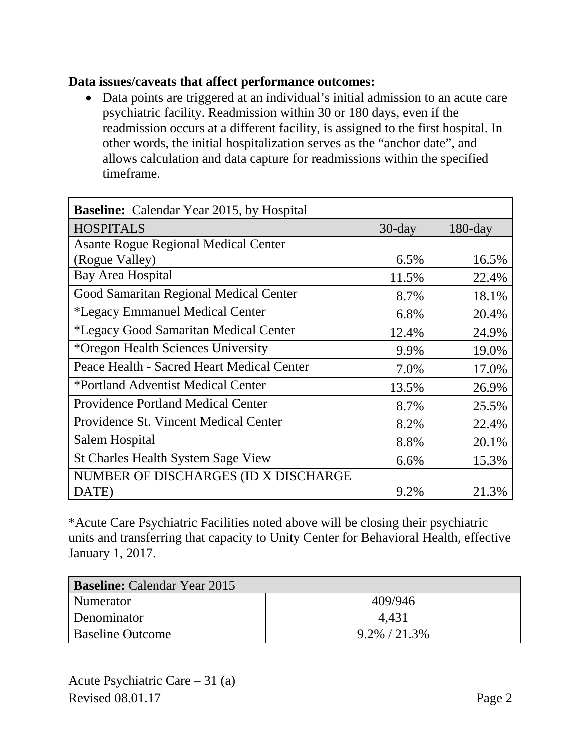**Data issues/caveats that affect performance outcomes:**

- Data points are triggered at an individual's initial admission to an acute care psychiatric facility. Readmission within 30 or 180 days, even if the readmission occurs at a different facility, is assigned to the first hospital. In other words, the initial hospitalization serves as the "anchor date", and allows calculation and data capture for readmissions within the specified timeframe.

| **Baseline:** Calendar Year 2015, by Hospital | | |
|---|---|---|
| HOSPITALS | 30-day | 180-day |
| Asante Rogue Regional Medical Center (Rogue Valley) | 6.5% | 16.5% |
| Bay Area Hospital | 11.5% | 22.4% |
| Good Samaritan Regional Medical Center | 8.7% | 18.1% |
| *Legacy Emmanuel Medical Center | 6.8% | 20.4% |
| *Legacy Good Samaritan Medical Center | 12.4% | 24.9% |
| *Oregon Health Sciences University | 9.9% | 19.0% |
| Peace Health - Sacred Heart Medical Center | 7.0% | 17.0% |
| *Portland Adventist Medical Center | 13.5% | 26.9% |
| Providence Portland Medical Center | 8.7% | 25.5% |
| Providence St. Vincent Medical Center | 8.2% | 22.4% |
| Salem Hospital | 8.8% | 20.1% |
| St Charles Health System Sage View | 6.6% | 15.3% |
| NUMBER OF DISCHARGES (ID X DISCHARGE DATE) | 9.2% | 21.3% |

*Acute Care Psychiatric Facilities noted above will be closing their psychiatric units and transferring that capacity to Unity Center for Behavioral Health, effective January 1, 2017.

| **Baseline:** Calendar Year 2015 | |
|---|---|
| Numerator | 409/946 |
| Denominator | 4,431 |
| Baseline Outcome | 9.2% / 21.3% |

Acute Psychiatric Care – 31 (a)
Revised 08.01.17